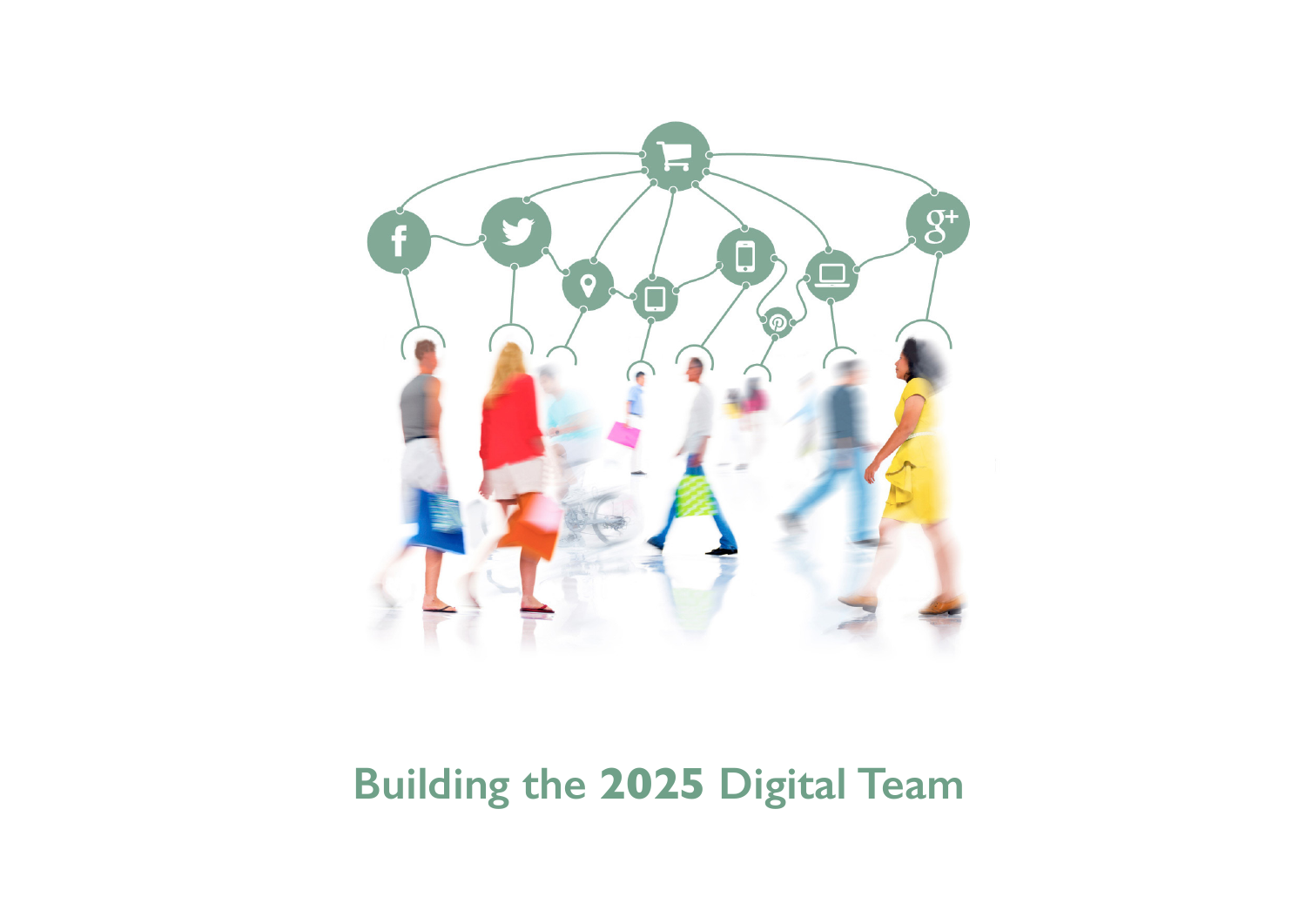# Building the **2025** Digital Team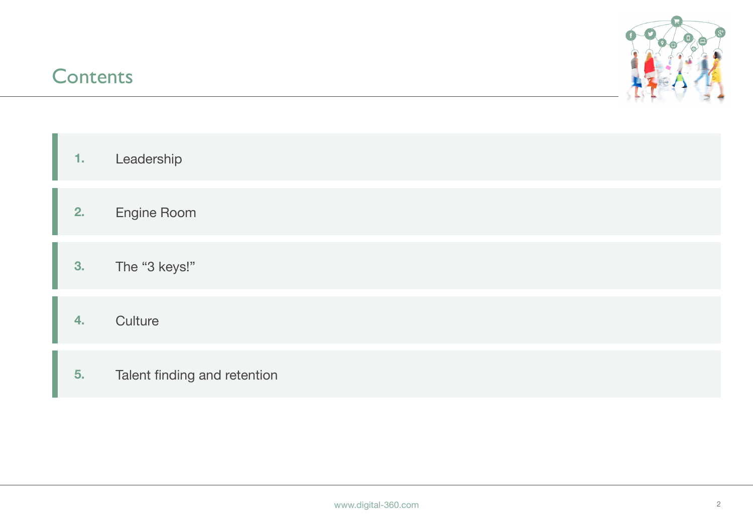# Contents

1. Leadership
2. Engine Room
3. The “3 keys!”
4. Culture
5. Talent finding and retention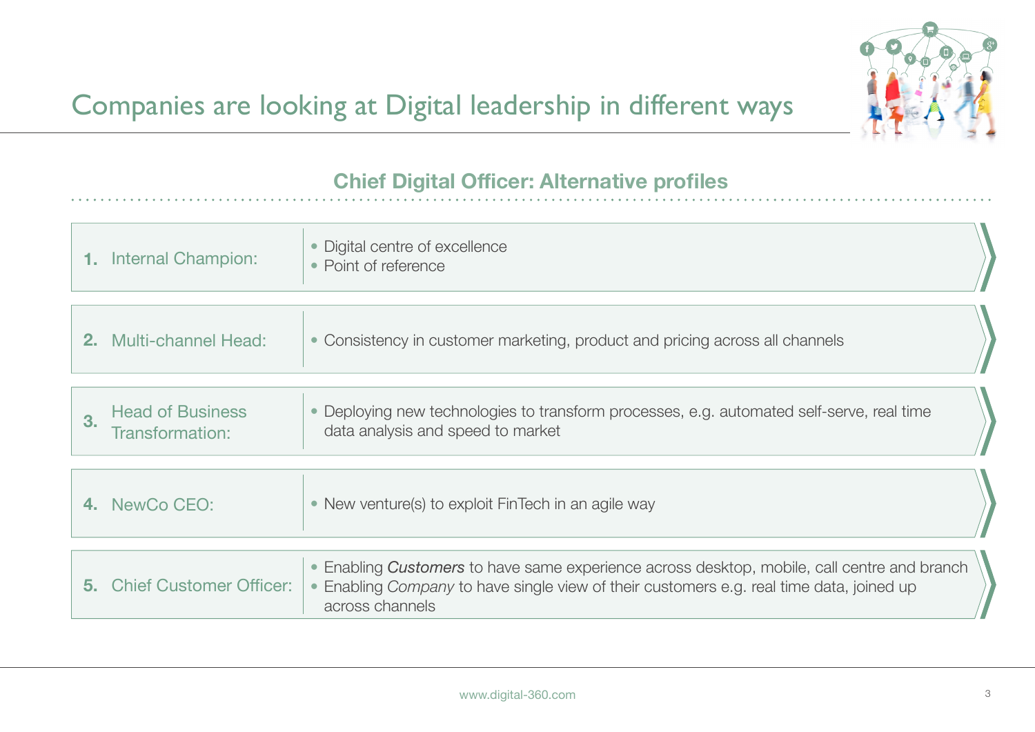# Companies are looking at Digital leadership in different ways

## Chief Digital Officer: Alternative profiles

| Profile | Description |
| --- | --- |
| **1.** Internal Champion: | • Digital centre of excellence<br>• Point of reference |
| **2.** Multi-channel Head: | • Consistency in customer marketing, product and pricing across all channels |
| **3.** Head of Business Transformation: | • Deploying new technologies to transform processes, e.g. automated self-serve, real time data analysis and speed to market |
| **4.** NewCo CEO: | • New venture(s) to exploit FinTech in an agile way |
| **5.** Chief Customer Officer: | • Enabling ***Customers*** to have same experience across desktop, mobile, call centre and branch<br>• Enabling *Company* to have single view of their customers e.g. real time data, joined up across channels |

www.digital-360.com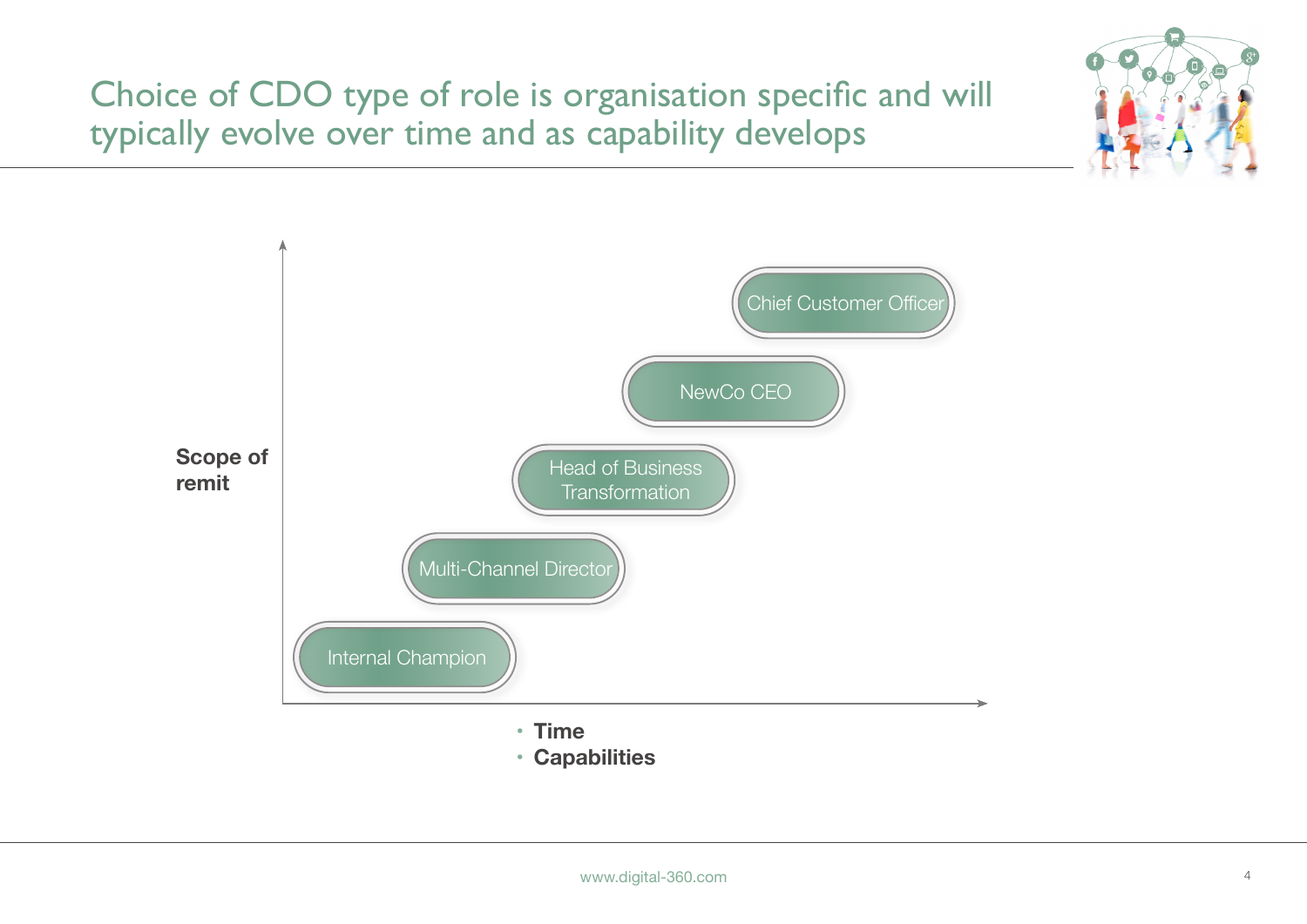# Choice of CDO type of role is organisation specific and will typically evolve over time and as capability develops

**Scope of remit**

- Chief Customer Officer
- NewCo CEO
- Head of Business Transformation
- Multi-Channel Director
- Internal Champion

- **Time**
- **Capabilities**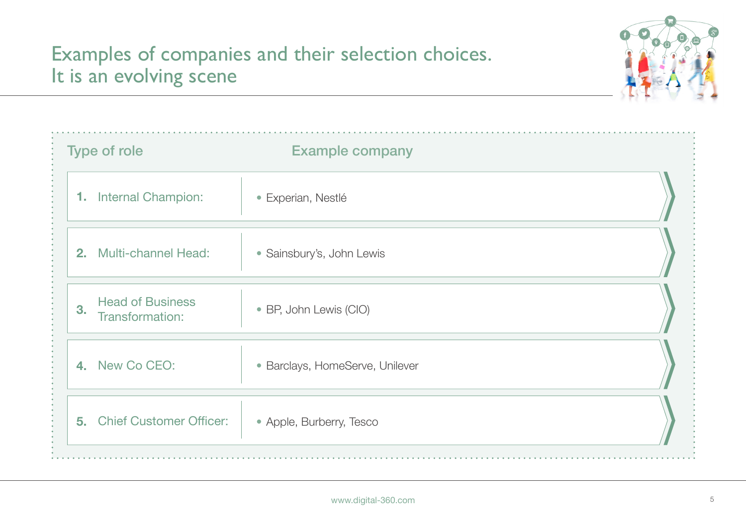# Examples of companies and their selection choices. It is an evolving scene

| Type of role | Example company |
| --- | --- |
| 1. Internal Champion: | • Experian, Nestlé |
| 2. Multi-channel Head: | • Sainsbury's, John Lewis |
| 3. Head of Business Transformation: | • BP, John Lewis (CIO) |
| 4. New Co CEO: | • Barclays, HomeServe, Unilever |
| 5. Chief Customer Officer: | • Apple, Burberry, Tesco |

www.digital-360.com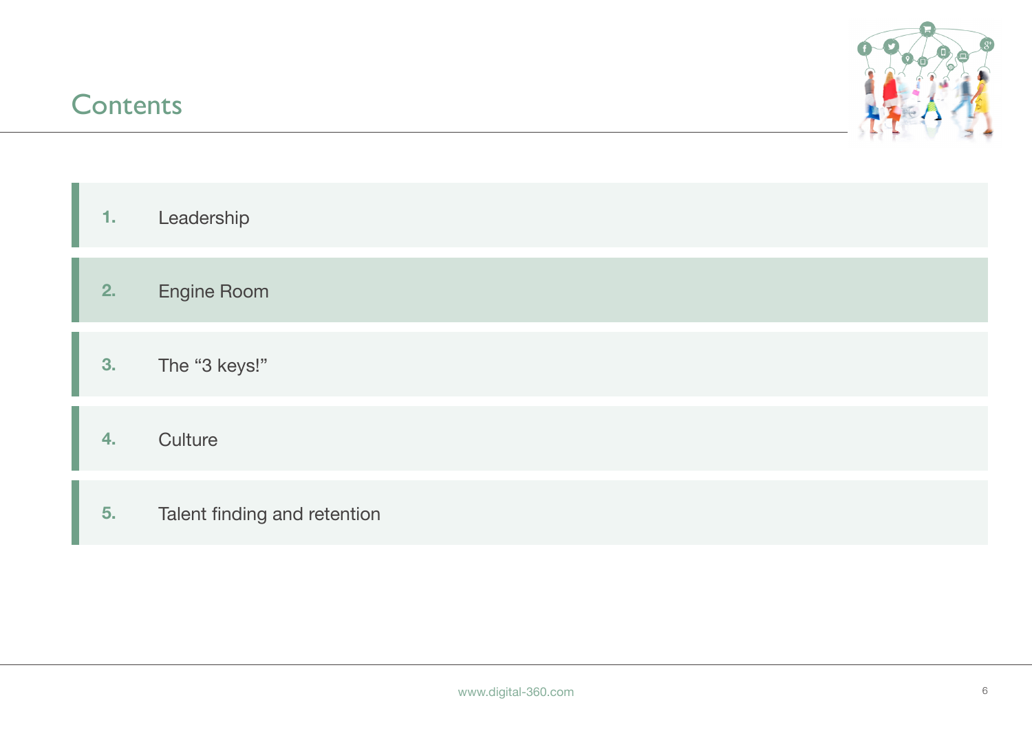# Contents

1. Leadership
2. Engine Room
3. The “3 keys!”
4. Culture
5. Talent finding and retention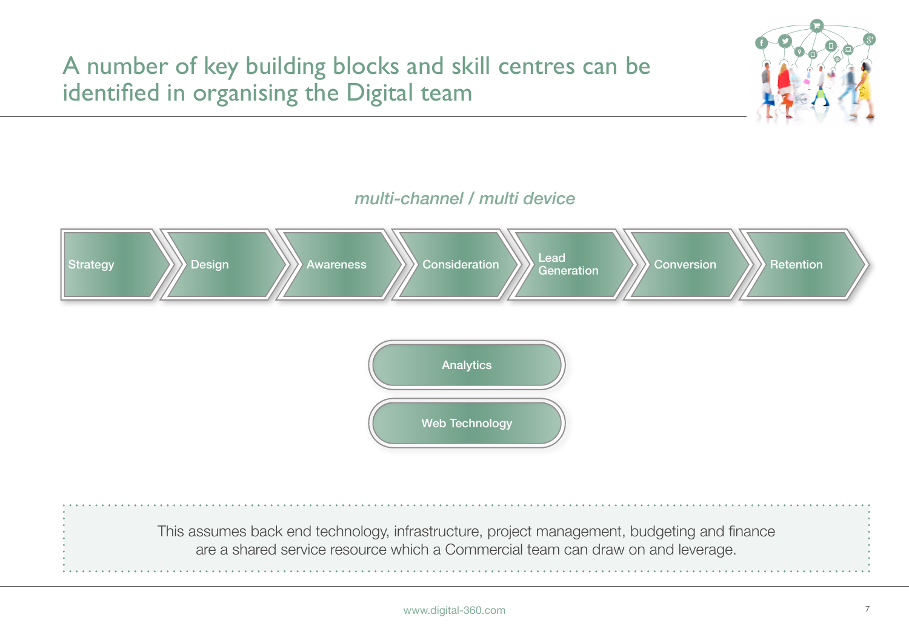# A number of key building blocks and skill centres can be identified in organising the Digital team

*multi-channel / multi device*

Strategy → Design → Awareness → Consideration → Lead Generation → Conversion → Retention

Analytics

Web Technology

This assumes back end technology, infrastructure, project management, budgeting and finance are a shared service resource which a Commercial team can draw on and leverage.

www.digital-360.com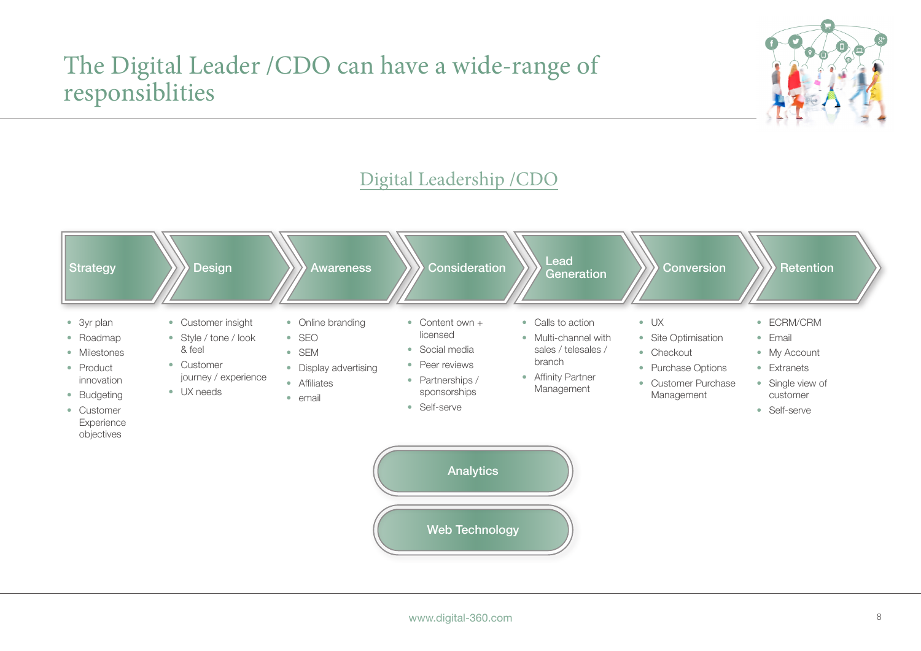# The Digital Leader /CDO can have a wide-range of responsiblities

## Digital Leadership /CDO

### Strategy

- 3yr plan
- Roadmap
- Milestones
- Product innovation
- Budgeting
- Customer Experience objectives

### Design

- Customer insight
- Style / tone / look & feel
- Customer journey / experience
- UX needs

### Awareness

- Online branding
- SEO
- SEM
- Display advertising
- Affiliates
- email

### Consideration

- Content own + licensed
- Social media
- Peer reviews
- Partnerships / sponsorships
- Self-serve

### Lead Generation

- Calls to action
- Multi-channel with sales / telesales / branch
- Affinity Partner Management

### Conversion

- UX
- Site Optimisation
- Checkout
- Purchase Options
- Customer Purchase Management

### Retention

- ECRM/CRM
- Email
- My Account
- Extranets
- Single view of customer
- Self-serve

**Analytics**

**Web Technology**

www.digital-360.com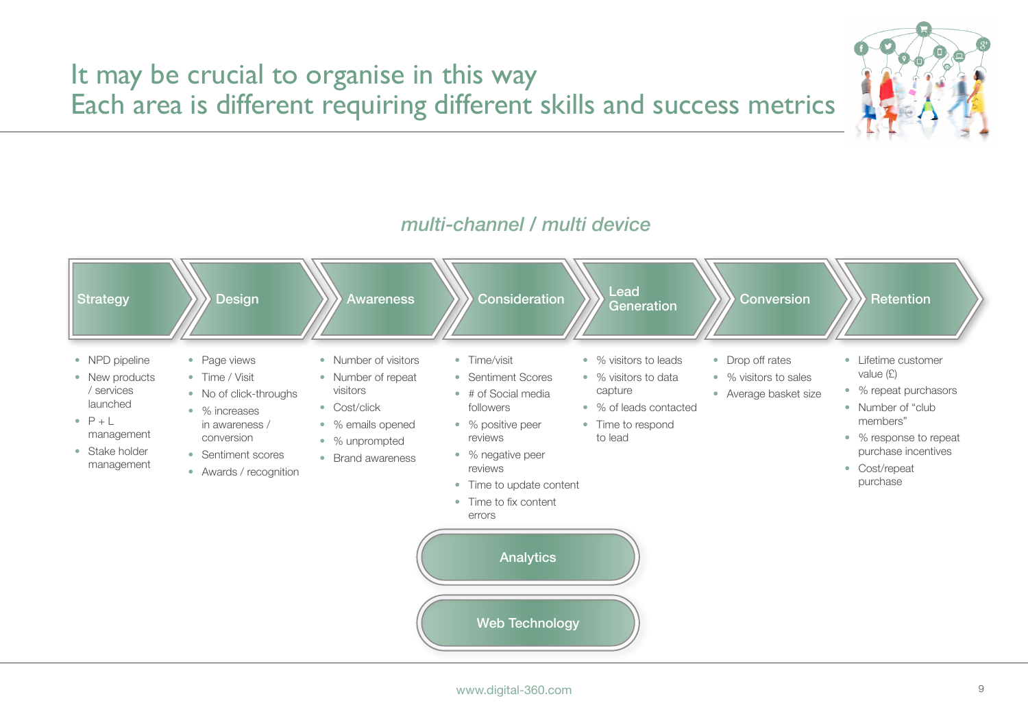# It may be crucial to organise in this way
## Each area is different requiring different skills and success metrics

*multi-channel / multi device*

**Strategy**
- NPD pipeline
- New products / services launched
- P + L management
- Stake holder management

**Design**
- Page views
- Time / Visit
- No of click-throughs
- % increases in awareness / conversion
- Sentiment scores
- Awards / recognition

**Awareness**
- Number of visitors
- Number of repeat visitors
- Cost/click
- % emails opened
- % unprompted
- Brand awareness

**Consideration**
- Time/visit
- Sentiment Scores
- # of Social media followers
- % positive peer reviews
- % negative peer reviews
- Time to update content
- Time to fix content errors

**Lead Generation**
- % visitors to leads
- % visitors to data capture
- % of leads contacted
- Time to respond to lead

**Conversion**
- Drop off rates
- % visitors to sales
- Average basket size

**Retention**
- Lifetime customer value (£)
- % repeat purchasors
- Number of "club members"
- % response to repeat purchase incentives
- Cost/repeat purchase

**Analytics**

**Web Technology**

www.digital-360.com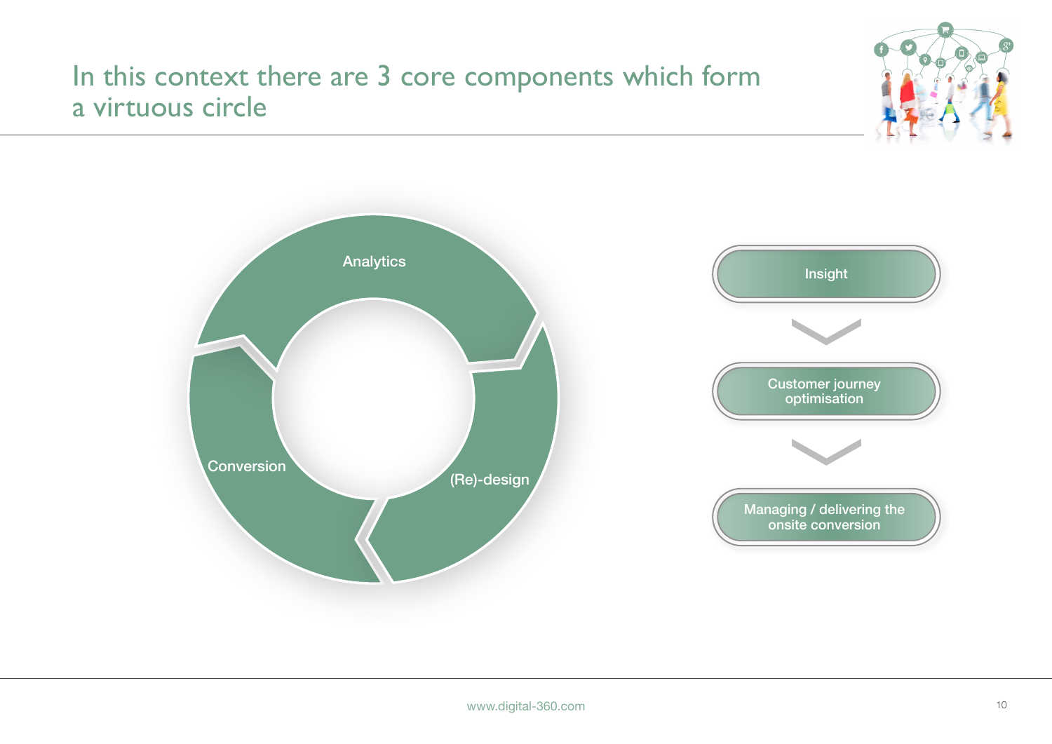# In this context there are 3 core components which form a virtuous circle

- Analytics
- (Re)-design
- Conversion

Insight

Customer journey optimisation

Managing / delivering the onsite conversion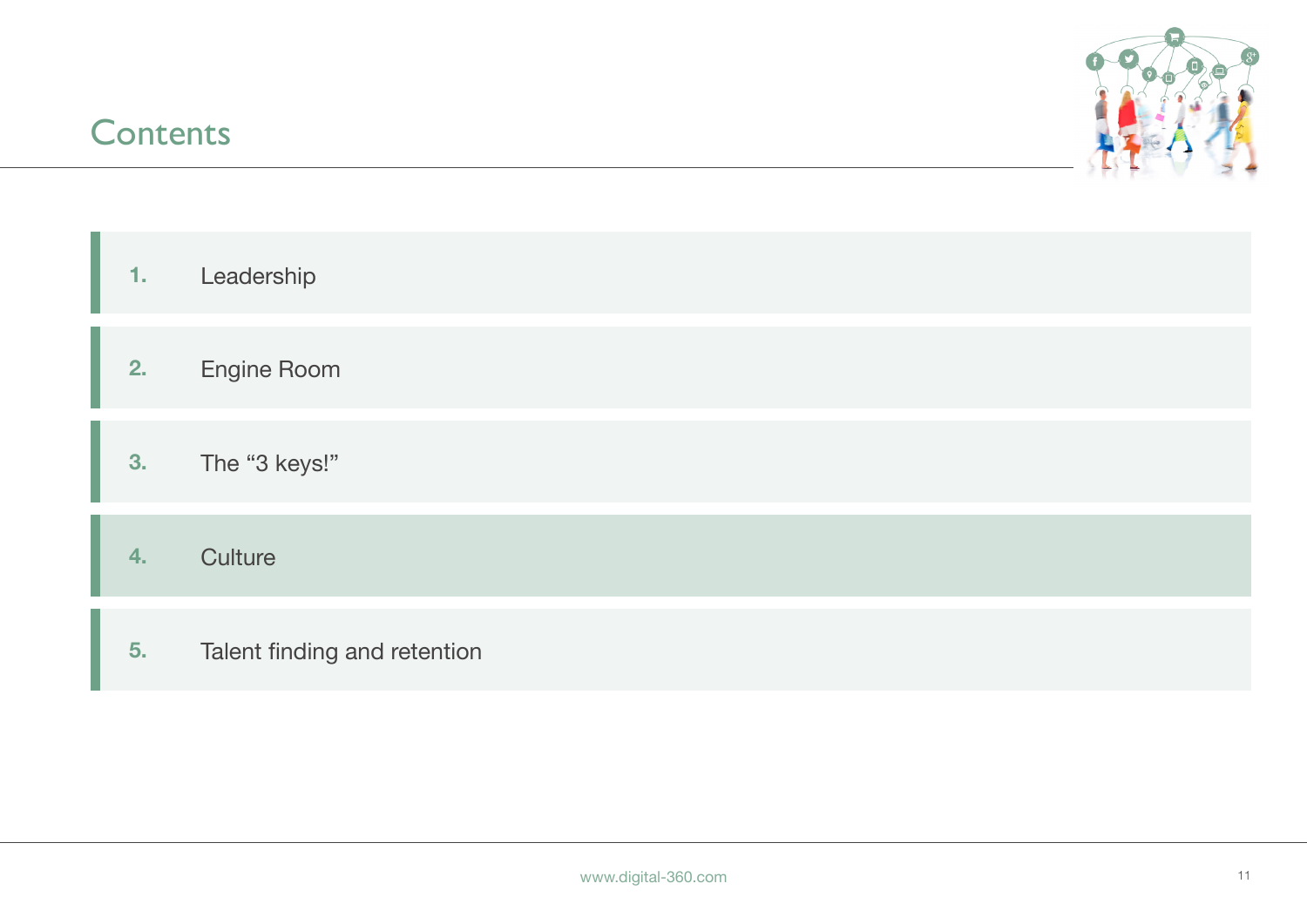# Contents

1. Leadership
2. Engine Room
3. The “3 keys!”
4. Culture
5. Talent finding and retention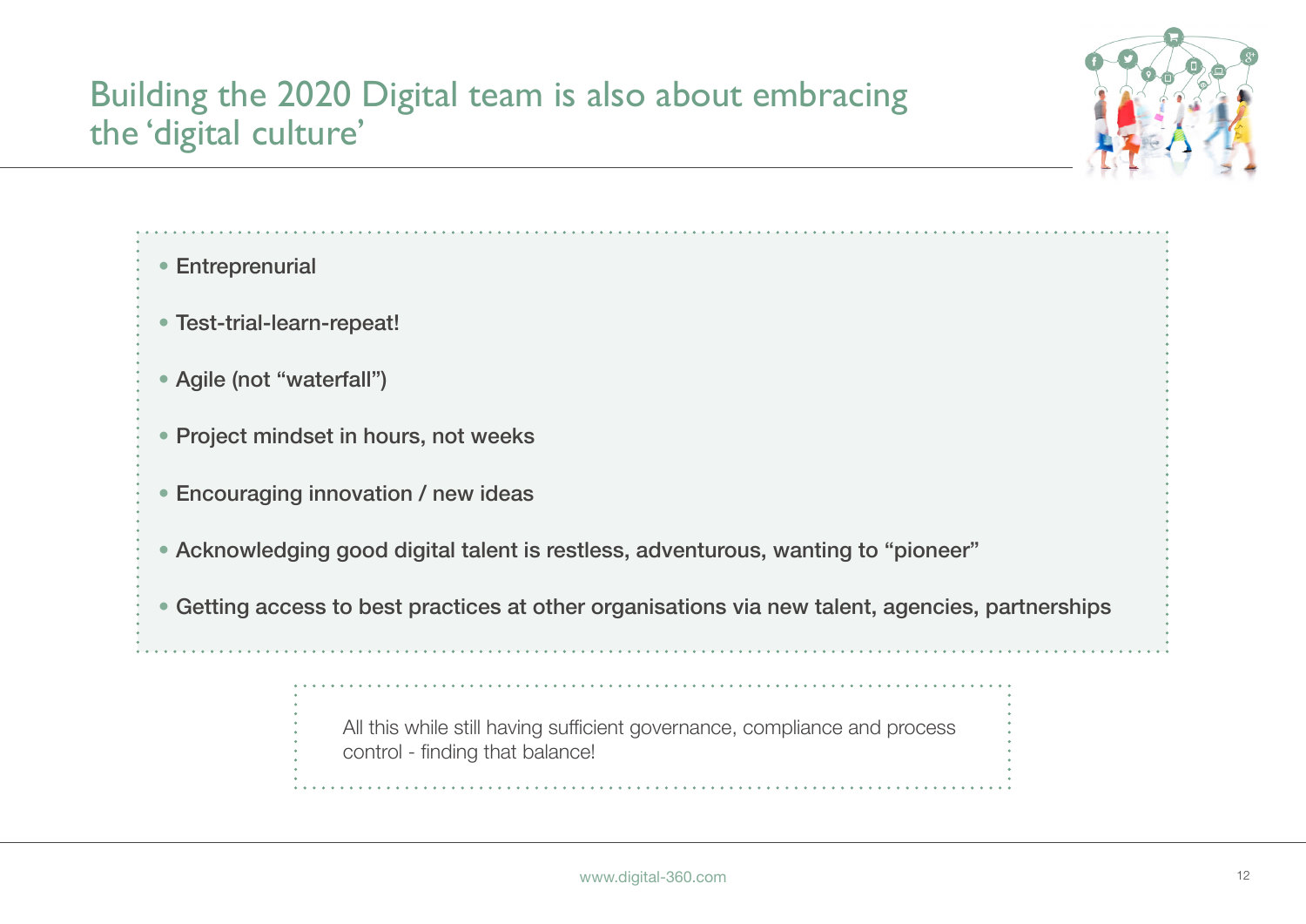# Building the 2020 Digital team is also about embracing the 'digital culture'

- Entreprenurial
- Test-trial-learn-repeat!
- Agile (not "waterfall")
- Project mindset in hours, not weeks
- Encouraging innovation / new ideas
- Acknowledging good digital talent is restless, adventurous, wanting to "pioneer"
- Getting access to best practices at other organisations via new talent, agencies, partnerships

All this while still having sufficient governance, compliance and process control - finding that balance!

www.digital-360.com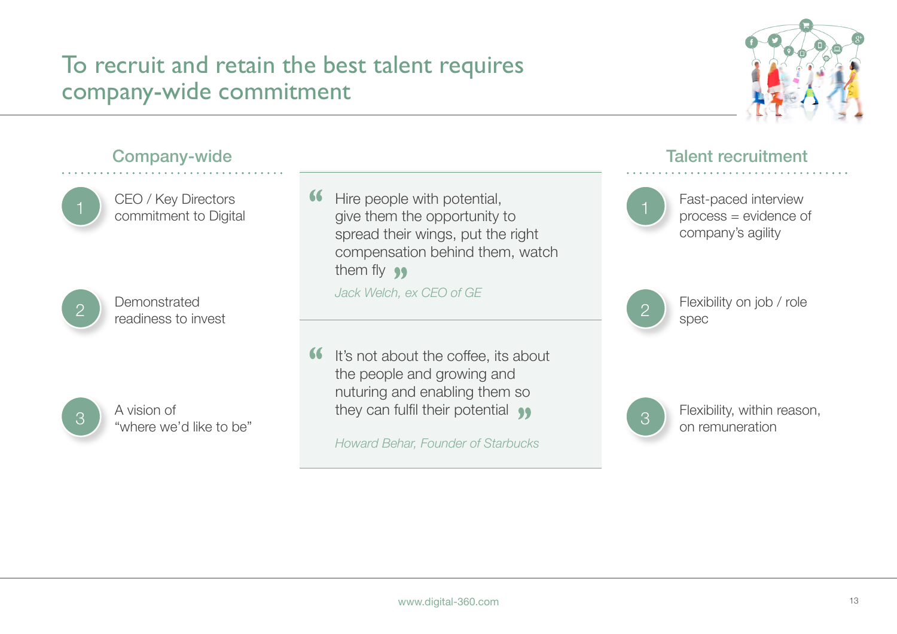# To recruit and retain the best talent requires company-wide commitment

## Company-wide

1. CEO / Key Directors commitment to Digital
2. Demonstrated readiness to invest
3. A vision of "where we'd like to be"

> "Hire people with potential, give them the opportunity to spread their wings, put the right compensation behind them, watch them fly"
>
> *Jack Welch, ex CEO of GE*

> "It's not about the coffee, its about the people and growing and nuturing and enabling them so they can fulfil their potential"
>
> *Howard Behar, Founder of Starbucks*

## Talent recruitment

1. Fast-paced interview process = evidence of company's agility
2. Flexibility on job / role spec
3. Flexibility, within reason, on remuneration

www.digital-360.com